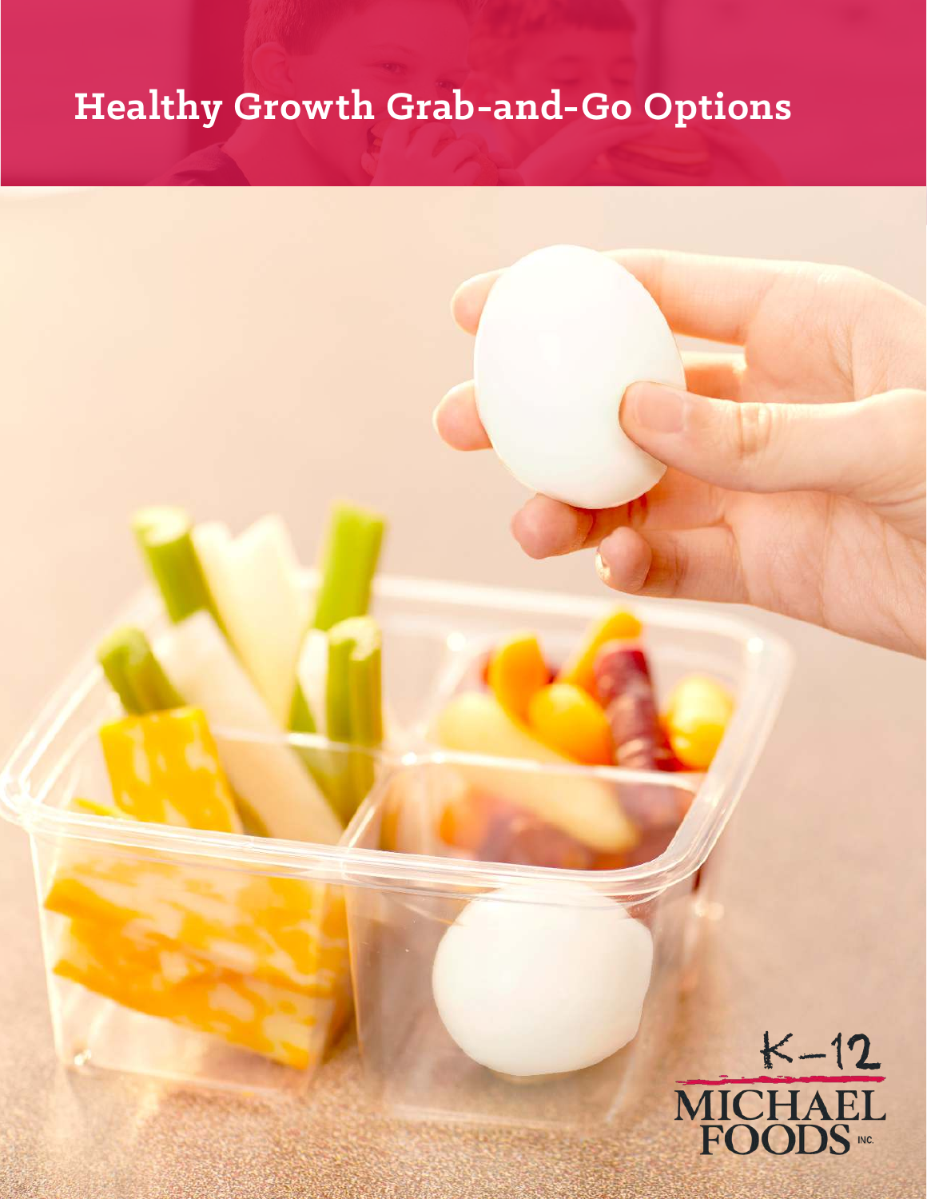# Healthy Growth Grab-and-Go Options

K-12

MICHAEL FOODS INC.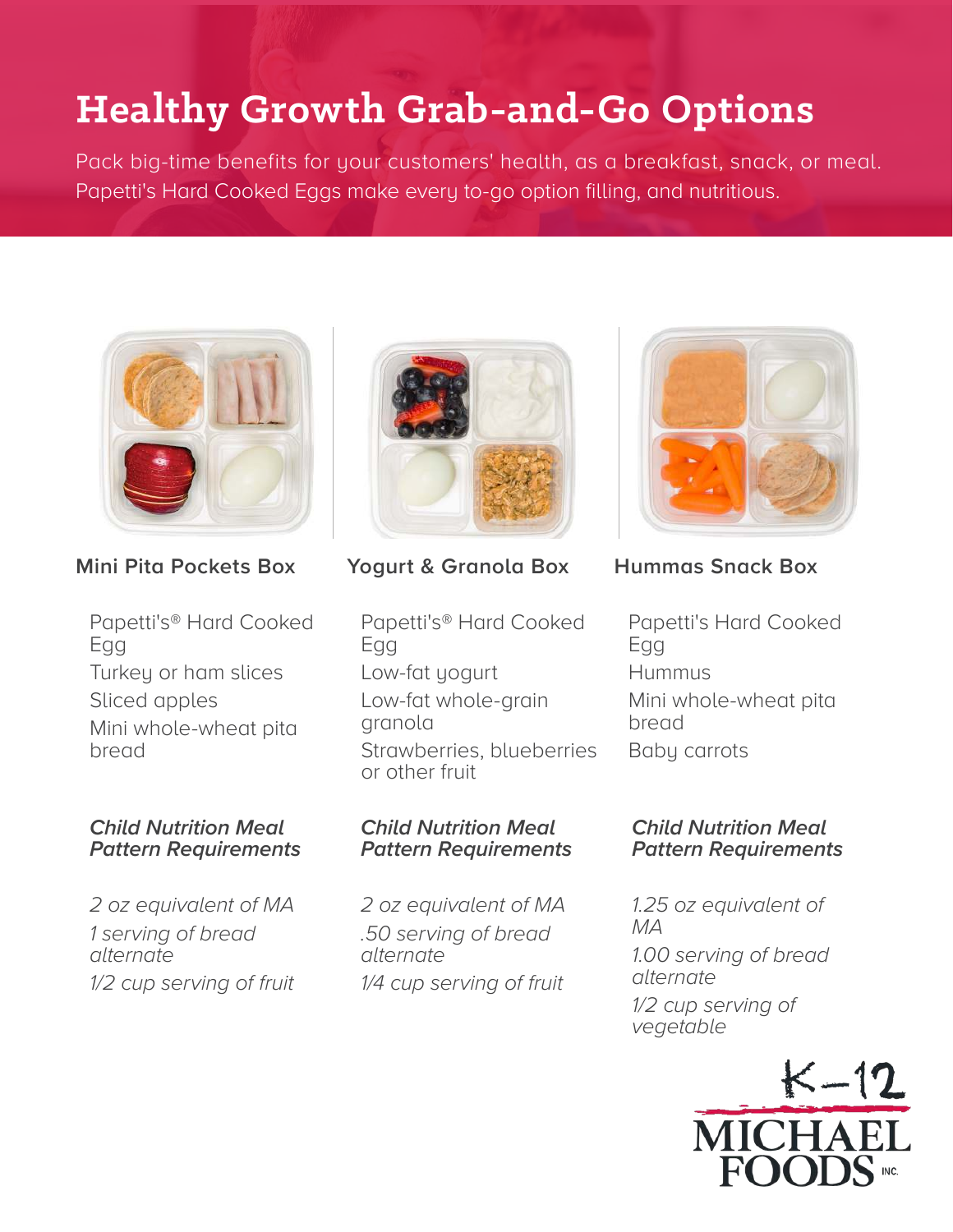# Healthy Growth Grab-and-Go Options

Pack big-time benefits for your customers' health, as a breakfast, snack, or meal. Papetti's Hard Cooked Eggs make every to-go option filling, and nutritious.

## Mini Pita Pockets Box

- Papetti's® Hard Cooked Egg
- Turkey or ham slices
- Sliced apples
- Mini whole-wheat pita bread

***Child Nutrition Meal Pattern Requirements***

*2 oz equivalent of MA*
*1 serving of bread alternate*
*1/2 cup serving of fruit*

## Yogurt & Granola Box

- Papetti's® Hard Cooked Egg
- Low-fat yogurt
- Low-fat whole-grain granola
- Strawberries, blueberries or other fruit

***Child Nutrition Meal Pattern Requirements***

*2 oz equivalent of MA*
*.50 serving of bread alternate*
*1/4 cup serving of fruit*

## Hummas Snack Box

- Papetti's Hard Cooked Egg
- Hummus
- Mini whole-wheat pita bread
- Baby carrots

***Child Nutrition Meal Pattern Requirements***

*1.25 oz equivalent of MA*
*1.00 serving of bread alternate*
*1/2 cup serving of vegetable*

K-12 MICHAEL FOODS INC.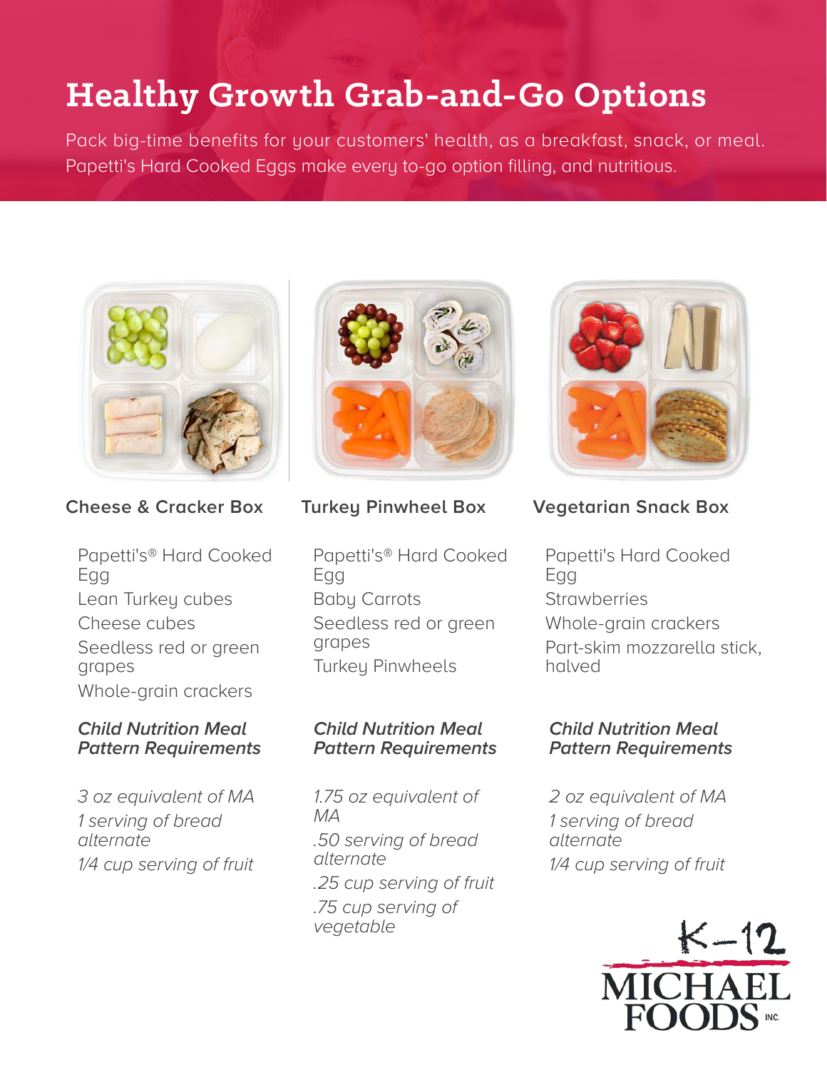# Healthy Growth Grab-and-Go Options

Pack big-time benefits for your customers' health, as a breakfast, snack, or meal. Papetti's Hard Cooked Eggs make every to-go option filling, and nutritious.

### Cheese & Cracker Box

Papetti's® Hard Cooked Egg
Lean Turkey cubes
Cheese cubes
Seedless red or green grapes
Whole-grain crackers

***Child Nutrition Meal Pattern Requirements***

*3 oz equivalent of MA*
*1 serving of bread alternate*
*1/4 cup serving of fruit*

### Turkey Pinwheel Box

Papetti's® Hard Cooked Egg
Baby Carrots
Seedless red or green grapes
Turkey Pinwheels

***Child Nutrition Meal Pattern Requirements***

*1.75 oz equivalent of MA*
*.50 serving of bread alternate*
*.25 cup serving of fruit*
*.75 cup serving of vegetable*

### Vegetarian Snack Box

Papetti's Hard Cooked Egg
Strawberries
Whole-grain crackers
Part-skim mozzarella stick, halved

***Child Nutrition Meal Pattern Requirements***

*2 oz equivalent of MA*
*1 serving of bread alternate*
*1/4 cup serving of fruit*

K-12
MICHAEL FOODS INC.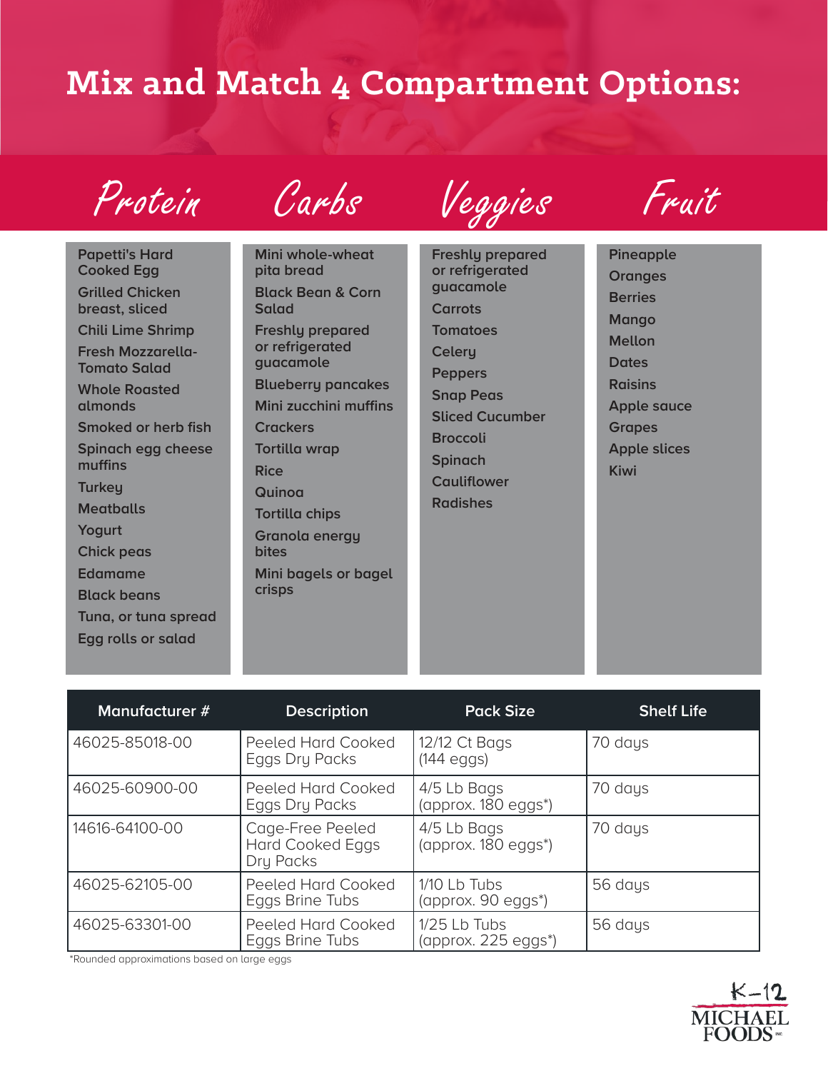# Mix and Match 4 Compartment Options:

| Protein | Carbs | Veggies | Fruit |
|---|---|---|---|
| Papetti's Hard Cooked Egg | Mini whole-wheat pita bread | Freshly prepared or refrigerated guacamole | Pineapple |
| Grilled Chicken breast, sliced | Black Bean & Corn Salad | Carrots | Oranges |
| Chili Lime Shrimp | Freshly prepared or refrigerated guacamole | Tomatoes | Berries |
| Fresh Mozzarella-Tomato Salad | Blueberry pancakes | Celery | Mango |
| Whole Roasted almonds | Mini zucchini muffins | Peppers | Mellon |
| Smoked or herb fish | Crackers | Snap Peas | Dates |
| Spinach egg cheese muffins | Tortilla wrap | Sliced Cucumber | Raisins |
| Turkey | Rice | Broccoli | Apple sauce |
| Meatballs | Quinoa | Spinach | Grapes |
| Yogurt | Tortilla chips | Cauliflower | Apple slices |
| Chick peas | Granola energy bites | Radishes | Kiwi |
| Edamame | Mini bagels or bagel crisps | | |
| Black beans | | | |
| Tuna, or tuna spread | | | |
| Egg rolls or salad | | | |

| Manufacturer # | Description | Pack Size | Shelf Life |
|---|---|---|---|
| 46025-85018-00 | Peeled Hard Cooked Eggs Dry Packs | 12/12 Ct Bags (144 eggs) | 70 days |
| 46025-60900-00 | Peeled Hard Cooked Eggs Dry Packs | 4/5 Lb Bags (approx. 180 eggs*) | 70 days |
| 14616-64100-00 | Cage-Free Peeled Hard Cooked Eggs Dry Packs | 4/5 Lb Bags (approx. 180 eggs*) | 70 days |
| 46025-62105-00 | Peeled Hard Cooked Eggs Brine Tubs | 1/10 Lb Tubs (approx. 90 eggs*) | 56 days |
| 46025-63301-00 | Peeled Hard Cooked Eggs Brine Tubs | 1/25 Lb Tubs (approx. 225 eggs*) | 56 days |

*Rounded approximations based on large eggs

K-12 MICHAEL FOODS INC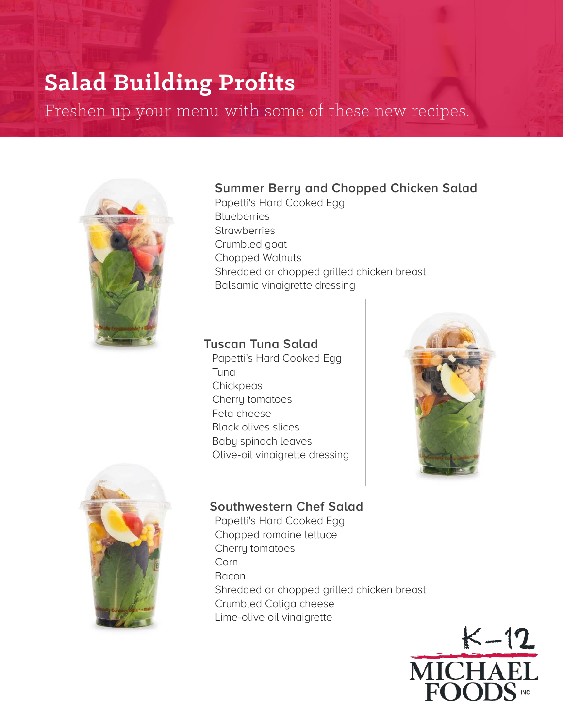# Salad Building Profits

Freshen up your menu with some of these new recipes.

### Summer Berry and Chopped Chicken Salad

Papetti's Hard Cooked Egg
Blueberries
Strawberries
Crumbled goat
Chopped Walnuts
Shredded or chopped grilled chicken breast
Balsamic vinaigrette dressing

### Tuscan Tuna Salad

Papetti's Hard Cooked Egg
Tuna
Chickpeas
Cherry tomatoes
Feta cheese
Black olives slices
Baby spinach leaves
Olive-oil vinaigrette dressing

### Southwestern Chef Salad

Papetti's Hard Cooked Egg
Chopped romaine lettuce
Cherry tomatoes
Corn
Bacon
Shredded or chopped grilled chicken breast
Crumbled Cotiga cheese
Lime-olive oil vinaigrette

K-12
MICHAEL FOODS INC.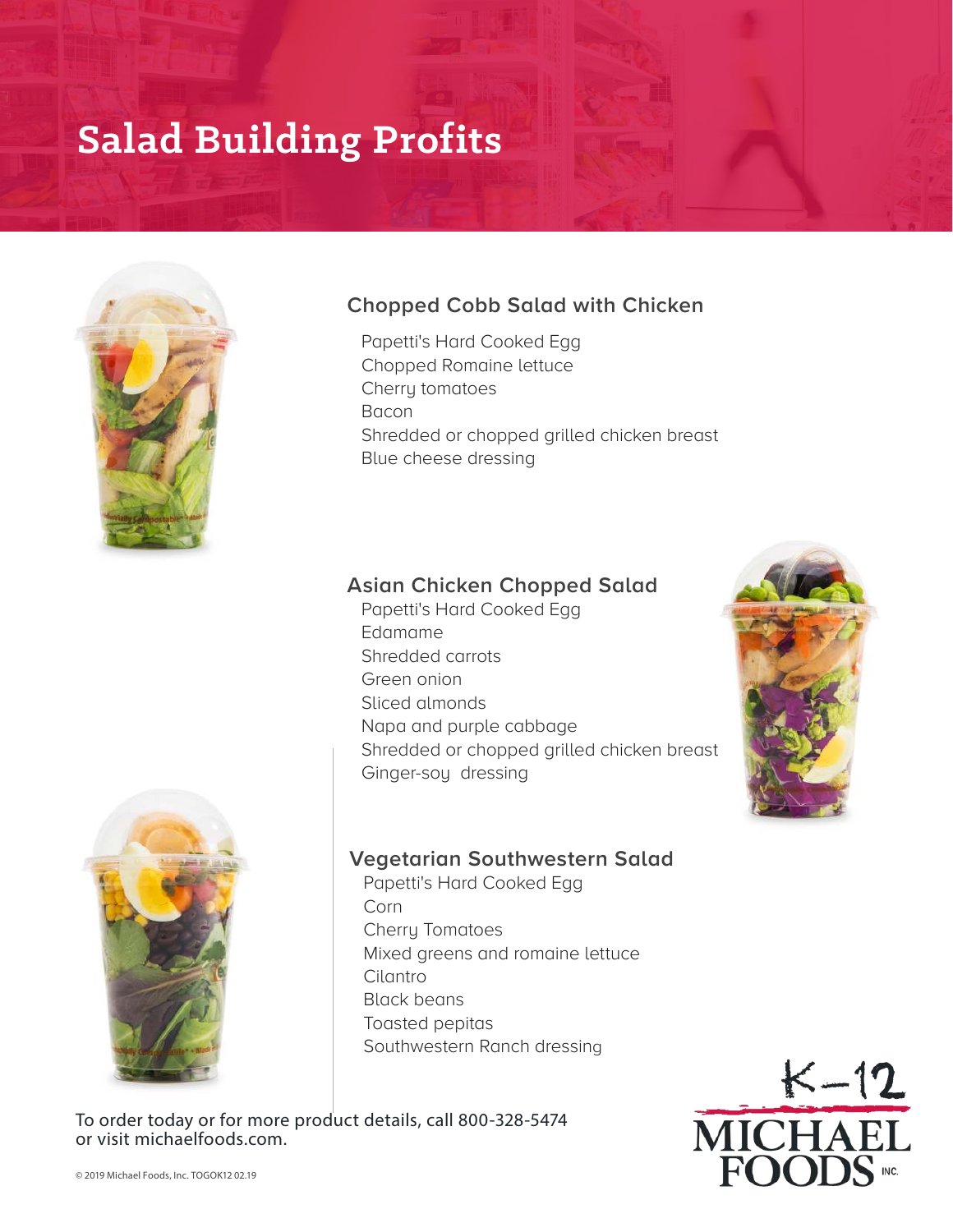# Salad Building Profits

### Chopped Cobb Salad with Chicken

- Papetti's Hard Cooked Egg
- Chopped Romaine lettuce
- Cherry tomatoes
- Bacon
- Shredded or chopped grilled chicken breast
- Blue cheese dressing

### Asian Chicken Chopped Salad

- Papetti's Hard Cooked Egg
- Edamame
- Shredded carrots
- Green onion
- Sliced almonds
- Napa and purple cabbage
- Shredded or chopped grilled chicken breast
- Ginger-soy dressing

### Vegetarian Southwestern Salad

- Papetti's Hard Cooked Egg
- Corn
- Cherry Tomatoes
- Mixed greens and romaine lettuce
- Cilantro
- Black beans
- Toasted pepitas
- Southwestern Ranch dressing

To order today or for more product details, call 800-328-5474 or visit michaelfoods.com.

K-12 MICHAEL FOODS INC.

© 2019 Michael Foods, Inc. TOGOK12 02.19